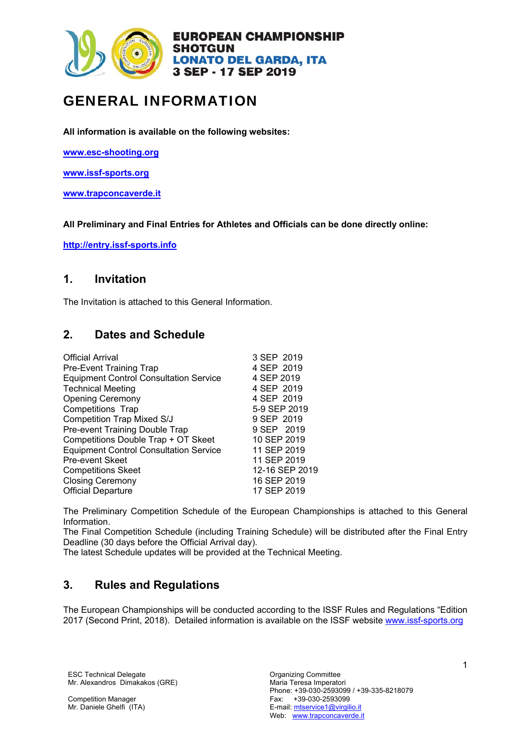**EUROPEAN CHAMPIONSHIP**
**SHOTGUN**
**LONATO DEL GARDA, ITA**
**3 SEP - 17 SEP 2019**

# GENERAL INFORMATION

**All information is available on the following websites:**

**www.esc-shooting.org**

**www.issf-sports.org**

**www.trapconcaverde.it**

**All Preliminary and Final Entries for Athletes and Officials can be done directly online:**

**http://entry.issf-sports.info**

## 1. Invitation

The Invitation is attached to this General Information.

## 2. Dates and Schedule

| | |
|---|---|
| Official Arrival | 3 SEP 2019 |
| Pre-Event Training Trap | 4 SEP 2019 |
| Equipment Control Consultation Service | 4 SEP 2019 |
| Technical Meeting | 4 SEP 2019 |
| Opening Ceremony | 4 SEP 2019 |
| Competitions Trap | 5-9 SEP 2019 |
| Competition Trap Mixed S/J | 9 SEP 2019 |
| Pre-event Training Double Trap | 9 SEP 2019 |
| Competitions Double Trap + OT Skeet | 10 SEP 2019 |
| Equipment Control Consultation Service | 11 SEP 2019 |
| Pre-event Skeet | 11 SEP 2019 |
| Competitions Skeet | 12-16 SEP 2019 |
| Closing Ceremony | 16 SEP 2019 |
| Official Departure | 17 SEP 2019 |

The Preliminary Competition Schedule of the European Championships is attached to this General Information.
The Final Competition Schedule (including Training Schedule) will be distributed after the Final Entry Deadline (30 days before the Official Arrival day).
The latest Schedule updates will be provided at the Technical Meeting.

## 3. Rules and Regulations

The European Championships will be conducted according to the ISSF Rules and Regulations "Edition 2017 (Second Print, 2018). Detailed information is available on the ISSF website www.issf-sports.org

ESC Technical Delegate
Mr. Alexandros Dimakakos (GRE)

Competition Manager
Mr. Daniele Ghelfi (ITA)

Organizing Committee
Maria Teresa Imperatori
Phone: +39-030-2593099 / +39-335-8218079
Fax: +39-030-2593099
E-mail: mtservice1@virgilio.it
Web: www.trapconcaverde.it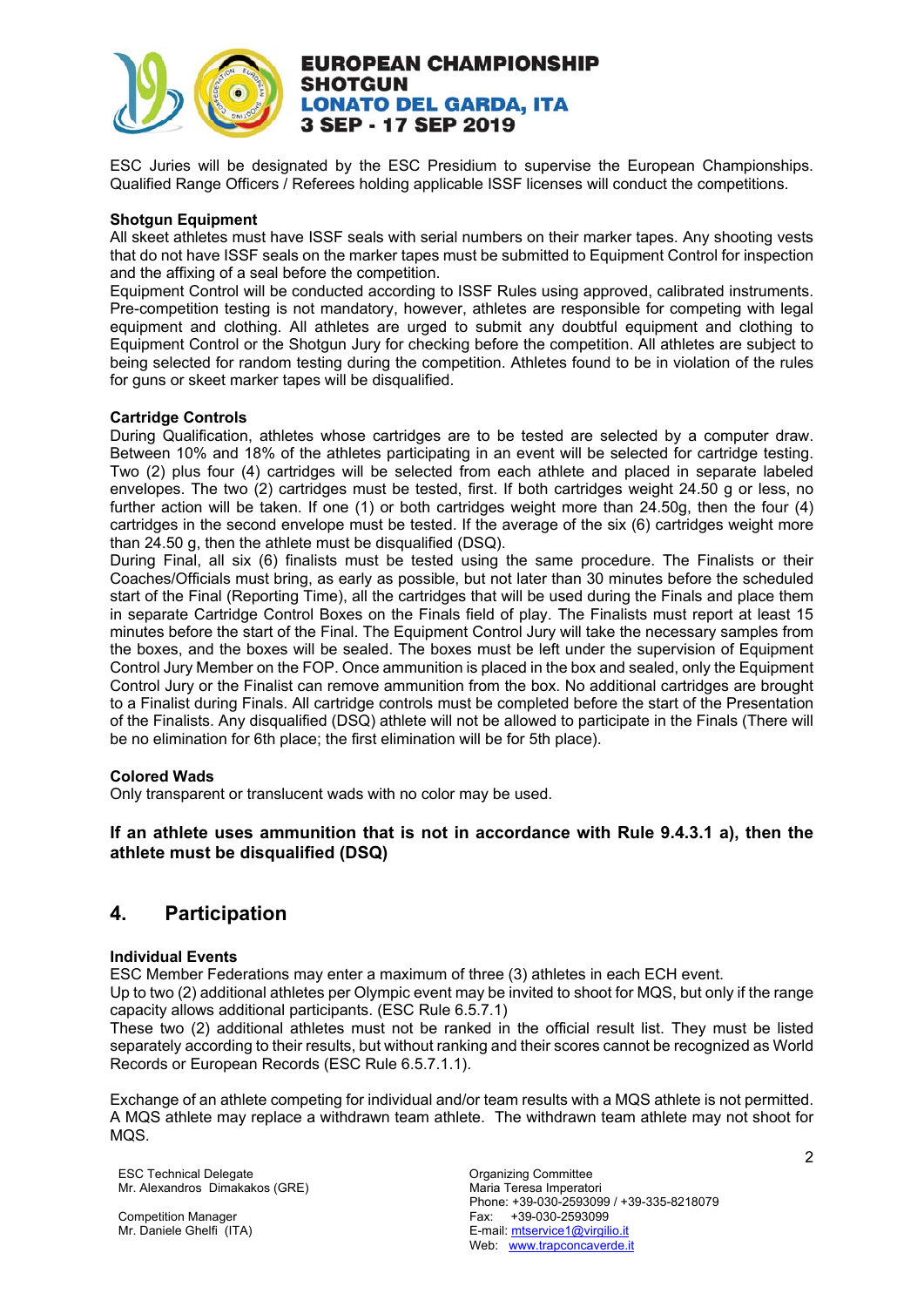ESC Juries will be designated by the ESC Presidium to supervise the European Championships. Qualified Range Officers / Referees holding applicable ISSF licenses will conduct the competitions.

**Shotgun Equipment**

All skeet athletes must have ISSF seals with serial numbers on their marker tapes. Any shooting vests that do not have ISSF seals on the marker tapes must be submitted to Equipment Control for inspection and the affixing of a seal before the competition.

Equipment Control will be conducted according to ISSF Rules using approved, calibrated instruments. Pre-competition testing is not mandatory, however, athletes are responsible for competing with legal equipment and clothing. All athletes are urged to submit any doubtful equipment and clothing to Equipment Control or the Shotgun Jury for checking before the competition. All athletes are subject to being selected for random testing during the competition. Athletes found to be in violation of the rules for guns or skeet marker tapes will be disqualified.

**Cartridge Controls**

During Qualification, athletes whose cartridges are to be tested are selected by a computer draw. Between 10% and 18% of the athletes participating in an event will be selected for cartridge testing. Two (2) plus four (4) cartridges will be selected from each athlete and placed in separate labeled envelopes. The two (2) cartridges must be tested, first. If both cartridges weight 24.50 g or less, no further action will be taken. If one (1) or both cartridges weight more than 24.50g, then the four (4) cartridges in the second envelope must be tested. If the average of the six (6) cartridges weight more than 24.50 g, then the athlete must be disqualified (DSQ).

During Final, all six (6) finalists must be tested using the same procedure. The Finalists or their Coaches/Officials must bring, as early as possible, but not later than 30 minutes before the scheduled start of the Final (Reporting Time), all the cartridges that will be used during the Finals and place them in separate Cartridge Control Boxes on the Finals field of play. The Finalists must report at least 15 minutes before the start of the Final. The Equipment Control Jury will take the necessary samples from the boxes, and the boxes will be sealed. The boxes must be left under the supervision of Equipment Control Jury Member on the FOP. Once ammunition is placed in the box and sealed, only the Equipment Control Jury or the Finalist can remove ammunition from the box. No additional cartridges are brought to a Finalist during Finals. All cartridge controls must be completed before the start of the Presentation of the Finalists. Any disqualified (DSQ) athlete will not be allowed to participate in the Finals (There will be no elimination for 6th place; the first elimination will be for 5th place).

**Colored Wads**

Only transparent or translucent wads with no color may be used.

**If an athlete uses ammunition that is not in accordance with Rule 9.4.3.1 a), then the athlete must be disqualified (DSQ)**

## 4. Participation

**Individual Events**

ESC Member Federations may enter a maximum of three (3) athletes in each ECH event.

Up to two (2) additional athletes per Olympic event may be invited to shoot for MQS, but only if the range capacity allows additional participants. (ESC Rule 6.5.7.1)

These two (2) additional athletes must not be ranked in the official result list. They must be listed separately according to their results, but without ranking and their scores cannot be recognized as World Records or European Records (ESC Rule 6.5.7.1.1).

Exchange of an athlete competing for individual and/or team results with a MQS athlete is not permitted. A MQS athlete may replace a withdrawn team athlete. The withdrawn team athlete may not shoot for MQS.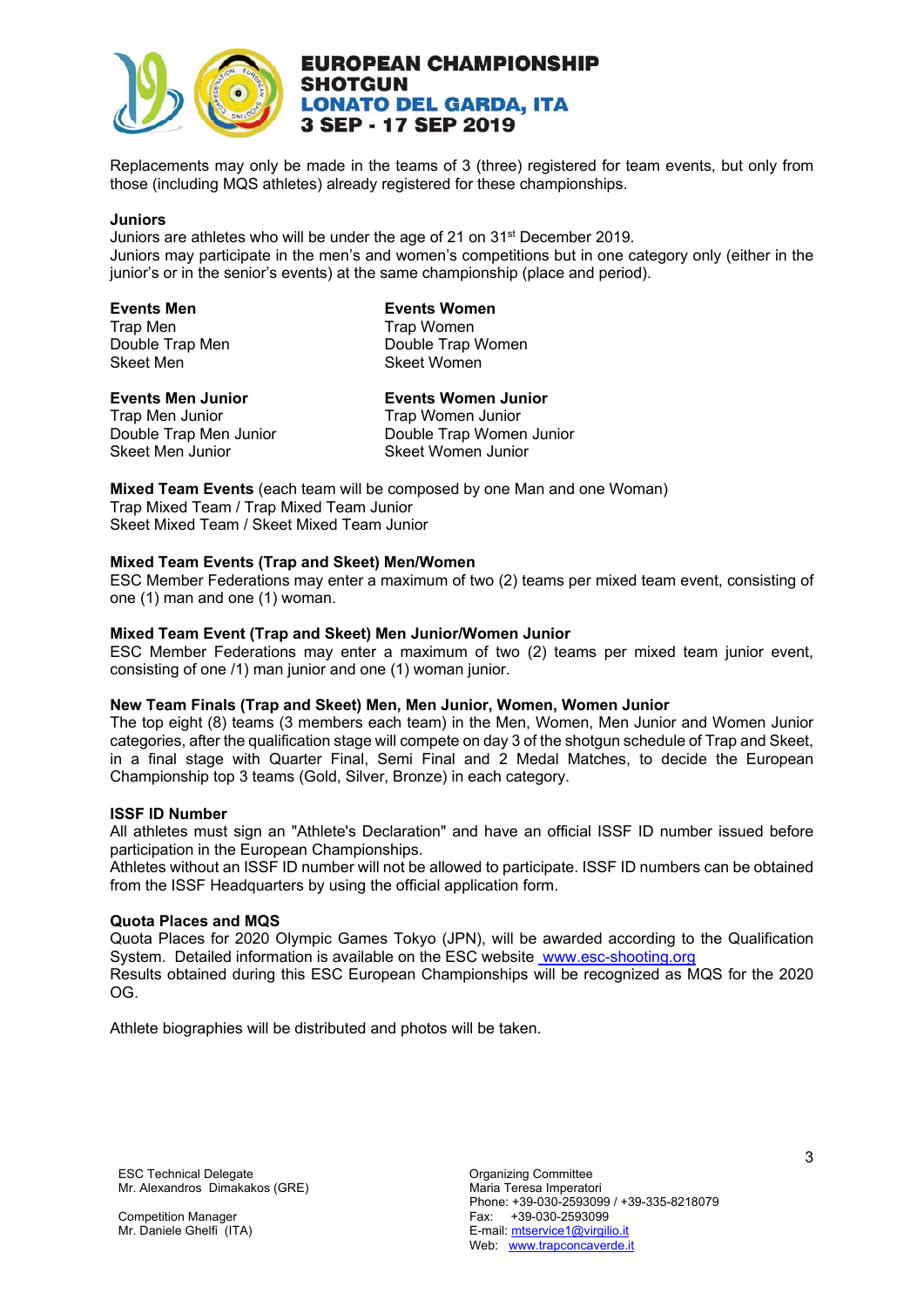Replacements may only be made in the teams of 3 (three) registered for team events, but only from those (including MQS athletes) already registered for these championships.

**Juniors**

Juniors are athletes who will be under the age of 21 on 31st December 2019.
Juniors may participate in the men's and women's competitions but in one category only (either in the junior's or in the senior's events) at the same championship (place and period).

**Events Men**
Trap Men
Double Trap Men
Skeet Men

**Events Women**
Trap Women
Double Trap Women
Skeet Women

**Events Men Junior**
Trap Men Junior
Double Trap Men Junior
Skeet Men Junior

**Events Women Junior**
Trap Women Junior
Double Trap Women Junior
Skeet Women Junior

**Mixed Team Events** (each team will be composed by one Man and one Woman)
Trap Mixed Team / Trap Mixed Team Junior
Skeet Mixed Team / Skeet Mixed Team Junior

**Mixed Team Events (Trap and Skeet) Men/Women**

ESC Member Federations may enter a maximum of two (2) teams per mixed team event, consisting of one (1) man and one (1) woman.

**Mixed Team Event (Trap and Skeet) Men Junior/Women Junior**

ESC Member Federations may enter a maximum of two (2) teams per mixed team junior event, consisting of one /1) man junior and one (1) woman junior.

**New Team Finals (Trap and Skeet) Men, Men Junior, Women, Women Junior**

The top eight (8) teams (3 members each team) in the Men, Women, Men Junior and Women Junior categories, after the qualification stage will compete on day 3 of the shotgun schedule of Trap and Skeet, in a final stage with Quarter Final, Semi Final and 2 Medal Matches, to decide the European Championship top 3 teams (Gold, Silver, Bronze) in each category.

**ISSF ID Number**

All athletes must sign an "Athlete's Declaration" and have an official ISSF ID number issued before participation in the European Championships.
Athletes without an ISSF ID number will not be allowed to participate. ISSF ID numbers can be obtained from the ISSF Headquarters by using the official application form.

**Quota Places and MQS**

Quota Places for 2020 Olympic Games Tokyo (JPN), will be awarded according to the Qualification System. Detailed information is available on the ESC website www.esc-shooting.org
Results obtained during this ESC European Championships will be recognized as MQS for the 2020 OG.

Athlete biographies will be distributed and photos will be taken.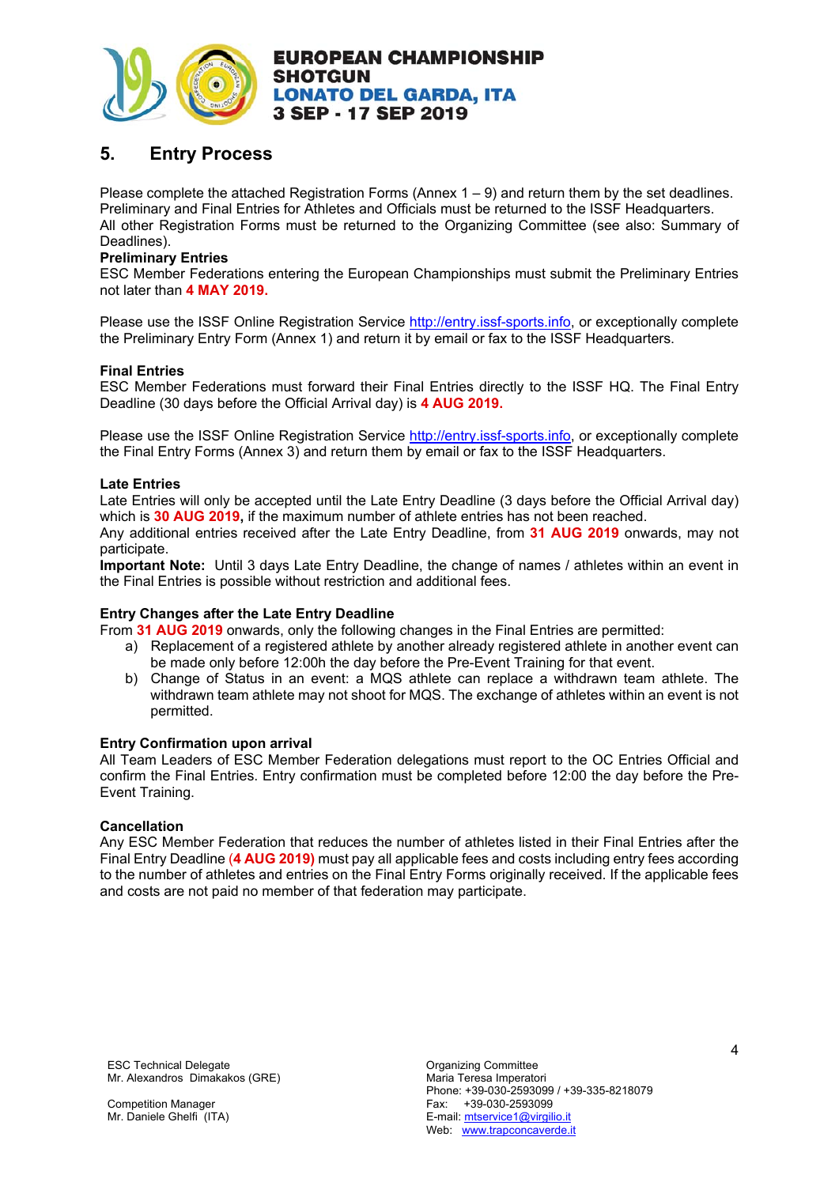## 5. Entry Process

Please complete the attached Registration Forms (Annex 1 – 9) and return them by the set deadlines. Preliminary and Final Entries for Athletes and Officials must be returned to the ISSF Headquarters. All other Registration Forms must be returned to the Organizing Committee (see also: Summary of Deadlines).

**Preliminary Entries**

ESC Member Federations entering the European Championships must submit the Preliminary Entries not later than **4 MAY 2019.**

Please use the ISSF Online Registration Service http://entry.issf-sports.info, or exceptionally complete the Preliminary Entry Form (Annex 1) and return it by email or fax to the ISSF Headquarters.

**Final Entries**

ESC Member Federations must forward their Final Entries directly to the ISSF HQ. The Final Entry Deadline (30 days before the Official Arrival day) is **4 AUG 2019.**

Please use the ISSF Online Registration Service http://entry.issf-sports.info, or exceptionally complete the Final Entry Forms (Annex 3) and return them by email or fax to the ISSF Headquarters.

**Late Entries**

Late Entries will only be accepted until the Late Entry Deadline (3 days before the Official Arrival day) which is **30 AUG 2019,** if the maximum number of athlete entries has not been reached.

Any additional entries received after the Late Entry Deadline, from **31 AUG 2019** onwards, may not participate.

**Important Note:** Until 3 days Late Entry Deadline, the change of names / athletes within an event in the Final Entries is possible without restriction and additional fees.

**Entry Changes after the Late Entry Deadline**

From **31 AUG 2019** onwards, only the following changes in the Final Entries are permitted:

a) Replacement of a registered athlete by another already registered athlete in another event can be made only before 12:00h the day before the Pre-Event Training for that event.

b) Change of Status in an event: a MQS athlete can replace a withdrawn team athlete. The withdrawn team athlete may not shoot for MQS. The exchange of athletes within an event is not permitted.

**Entry Confirmation upon arrival**

All Team Leaders of ESC Member Federation delegations must report to the OC Entries Official and confirm the Final Entries. Entry confirmation must be completed before 12:00 the day before the Pre-Event Training.

**Cancellation**

Any ESC Member Federation that reduces the number of athletes listed in their Final Entries after the Final Entry Deadline **(4 AUG 2019)** must pay all applicable fees and costs including entry fees according to the number of athletes and entries on the Final Entry Forms originally received. If the applicable fees and costs are not paid no member of that federation may participate.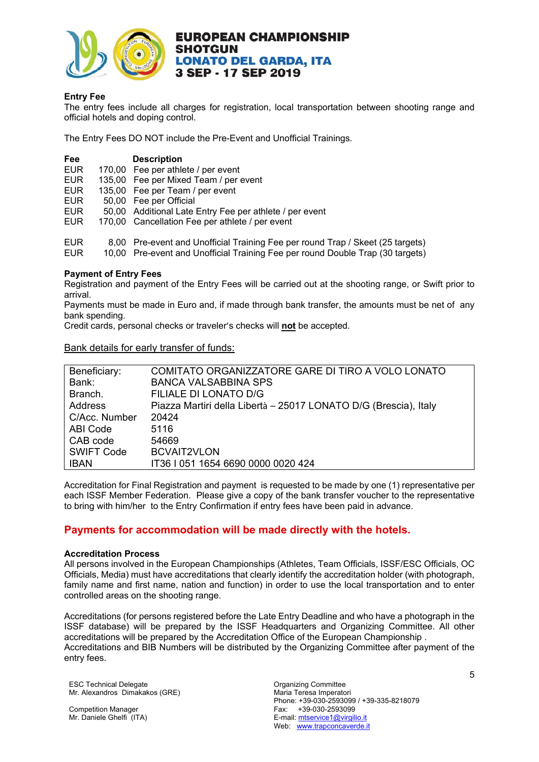## Entry Fee

The entry fees include all charges for registration, local transportation between shooting range and official hotels and doping control.

The Entry Fees DO NOT include the Pre-Event and Unofficial Trainings.

| Fee | | Description |
|---|---|---|
| EUR | 170,00 | Fee per athlete / per event |
| EUR | 135,00 | Fee per Mixed Team / per event |
| EUR | 135,00 | Fee per Team / per event |
| EUR | 50,00 | Fee per Official |
| EUR | 50,00 | Additional Late Entry Fee per athlete / per event |
| EUR | 170,00 | Cancellation Fee per athlete / per event |
| EUR | 8,00 | Pre-event and Unofficial Training Fee per round Trap / Skeet (25 targets) |
| EUR | 10,00 | Pre-event and Unofficial Training Fee per round Double Trap (30 targets) |

## Payment of Entry Fees

Registration and payment of the Entry Fees will be carried out at the shooting range, or Swift prior to arrival.

Payments must be made in Euro and, if made through bank transfer, the amounts must be net of any bank spending.

Credit cards, personal checks or traveler's checks will **not** be accepted.

Bank details for early transfer of funds:

| | |
|---|---|
| Beneficiary: | COMITATO ORGANIZZATORE GARE DI TIRO A VOLO LONATO |
| Bank: | BANCA VALSABBINA SPS |
| Branch. | FILIALE DI LONATO D/G |
| Address | Piazza Martiri della Libertà – 25017 LONATO D/G (Brescia), Italy |
| C/Acc. Number | 20424 |
| ABI Code | 5116 |
| CAB code | 54669 |
| SWIFT Code | BCVAIT2VLON |
| IBAN | IT36 I 051 1654 6690 0000 0020 424 |

Accreditation for Final Registration and payment is requested to be made by one (1) representative per each ISSF Member Federation. Please give a copy of the bank transfer voucher to the representative to bring with him/her to the Entry Confirmation if entry fees have been paid in advance.

## Payments for accommodation will be made directly with the hotels.

## Accreditation Process

All persons involved in the European Championships (Athletes, Team Officials, ISSF/ESC Officials, OC Officials, Media) must have accreditations that clearly identify the accreditation holder (with photograph, family name and first name, nation and function) in order to use the local transportation and to enter controlled areas on the shooting range.

Accreditations (for persons registered before the Late Entry Deadline and who have a photograph in the ISSF database) will be prepared by the ISSF Headquarters and Organizing Committee. All other accreditations will be prepared by the Accreditation Office of the European Championship .

Accreditations and BIB Numbers will be distributed by the Organizing Committee after payment of the entry fees.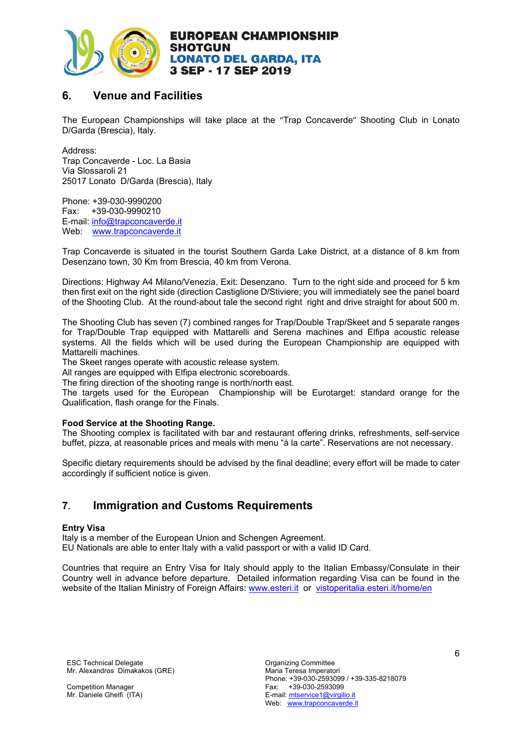## 6. Venue and Facilities

The European Championships will take place at the "Trap Concaverde" Shooting Club in Lonato D/Garda (Brescia), Italy.

Address:
Trap Concaverde - Loc. La Basia
Via Slossaroli 21
25017 Lonato D/Garda (Brescia), Italy

Phone: +39-030-9990200
Fax: +39-030-9990210
E-mail: info@trapconcaverde.it
Web: www.trapconcaverde.it

Trap Concaverde is situated in the tourist Southern Garda Lake District, at a distance of 8 km from Desenzano town, 30 Km from Brescia, 40 km from Verona.

Directions: Highway A4 Milano/Venezia, Exit: Desenzano. Turn to the right side and proceed for 5 km then first exit on the right side (direction Castiglione D/Stiviere; you will immediately see the panel board of the Shooting Club. At the round-about tale the second right right and drive straight for about 500 m.

The Shooting Club has seven (7) combined ranges for Trap/Double Trap/Skeet and 5 separate ranges for Trap/Double Trap equipped with Mattarelli and Serena machines and Elfipa acoustic release systems. All the fields which will be used during the European Championship are equipped with Mattarelli machines.
The Skeet ranges operate with acoustic release system.
All ranges are equipped with Elfipa electronic scoreboards.
The firing direction of the shooting range is north/north east.
The targets used for the European Championship will be Eurotarget: standard orange for the Qualification, flash orange for the Finals.

**Food Service at the Shooting Range.**
The Shooting complex is facilitated with bar and restaurant offering drinks, refreshments, self-service buffet, pizza, at reasonable prices and meals with menu "à la carte". Reservations are not necessary.

Specific dietary requirements should be advised by the final deadline; every effort will be made to cater accordingly if sufficient notice is given.

## 7. Immigration and Customs Requirements

**Entry Visa**
Italy is a member of the European Union and Schengen Agreement.
EU Nationals are able to enter Italy with a valid passport or with a valid ID Card.

Countries that require an Entry Visa for Italy should apply to the Italian Embassy/Consulate in their Country well in advance before departure. Detailed information regarding Visa can be found in the website of the Italian Ministry of Foreign Affairs: www.esteri.it or vistoperitalia.esteri.it/home/en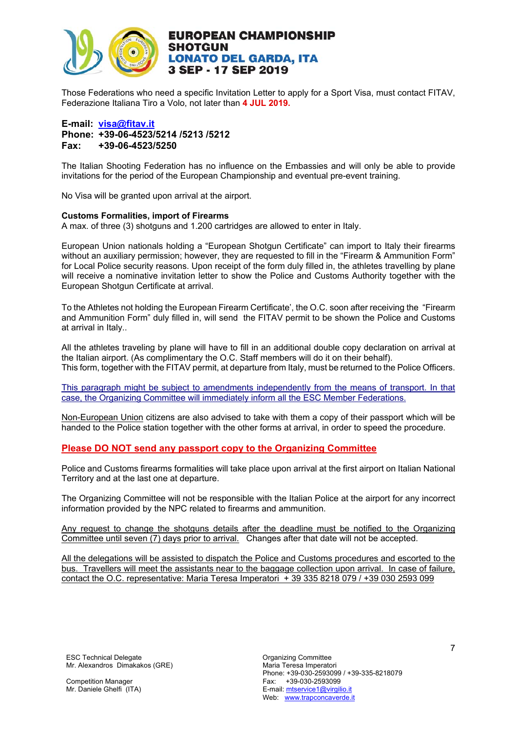Those Federations who need a specific Invitation Letter to apply for a Sport Visa, must contact FITAV, Federazione Italiana Tiro a Volo, not later than **4 JUL 2019.**

**E-mail: visa@fitav.it**
**Phone: +39-06-4523/5214 /5213 /5212**
**Fax: +39-06-4523/5250**

The Italian Shooting Federation has no influence on the Embassies and will only be able to provide invitations for the period of the European Championship and eventual pre-event training.

No Visa will be granted upon arrival at the airport.

**Customs Formalities, import of Firearms**
A max. of three (3) shotguns and 1.200 cartridges are allowed to enter in Italy.

European Union nationals holding a "European Shotgun Certificate" can import to Italy their firearms without an auxiliary permission; however, they are requested to fill in the "Firearm & Ammunition Form" for Local Police security reasons. Upon receipt of the form duly filled in, the athletes travelling by plane will receive a nominative invitation letter to show the Police and Customs Authority together with the European Shotgun Certificate at arrival.

To the Athletes not holding the European Firearm Certificate', the O.C. soon after receiving the "Firearm and Ammunition Form" duly filled in, will send the FITAV permit to be shown the Police and Customs at arrival in Italy..

All the athletes traveling by plane will have to fill in an additional double copy declaration on arrival at the Italian airport. (As complimentary the O.C. Staff members will do it on their behalf).
This form, together with the FITAV permit, at departure from Italy, must be returned to the Police Officers.

This paragraph might be subject to amendments independently from the means of transport. In that case, the Organizing Committee will immediately inform all the ESC Member Federations.

Non-European Union citizens are also advised to take with them a copy of their passport which will be handed to the Police station together with the other forms at arrival, in order to speed the procedure.

**Please DO NOT send any passport copy to the Organizing Committee**

Police and Customs firearms formalities will take place upon arrival at the first airport on Italian National Territory and at the last one at departure.

The Organizing Committee will not be responsible with the Italian Police at the airport for any incorrect information provided by the NPC related to firearms and ammunition.

Any request to change the shotguns details after the deadline must be notified to the Organizing Committee until seven (7) days prior to arrival. Changes after that date will not be accepted.

All the delegations will be assisted to dispatch the Police and Customs procedures and escorted to the bus. Travellers will meet the assistants near to the baggage collection upon arrival. In case of failure, contact the O.C. representative: Maria Teresa Imperatori + 39 335 8218 079 / +39 030 2593 099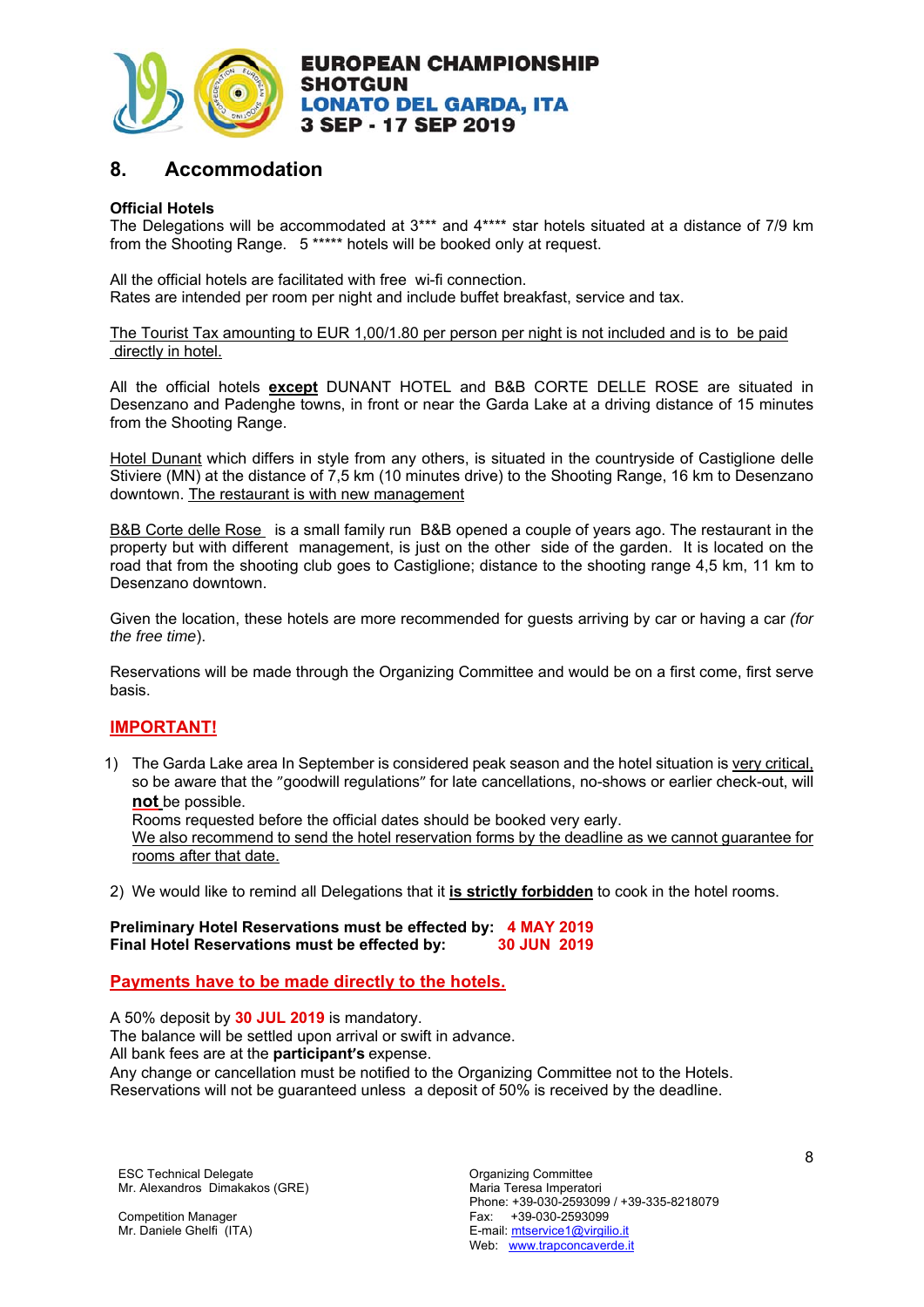## 8. Accommodation

**Official Hotels**

The Delegations will be accommodated at 3*** and 4**** star hotels situated at a distance of 7/9 km from the Shooting Range. 5 ***** hotels will be booked only at request.

All the official hotels are facilitated with free wi-fi connection.
Rates are intended per room per night and include buffet breakfast, service and tax.

The Tourist Tax amounting to EUR 1,00/1.80 per person per night is not included and is to be paid directly in hotel.

All the official hotels **except** DUNANT HOTEL and B&B CORTE DELLE ROSE are situated in Desenzano and Padenghe towns, in front or near the Garda Lake at a driving distance of 15 minutes from the Shooting Range.

Hotel Dunant which differs in style from any others, is situated in the countryside of Castiglione delle Stiviere (MN) at the distance of 7,5 km (10 minutes drive) to the Shooting Range, 16 km to Desenzano downtown. The restaurant is with new management

B&B Corte delle Rose is a small family run B&B opened a couple of years ago. The restaurant in the property but with different management, is just on the other side of the garden. It is located on the road that from the shooting club goes to Castiglione; distance to the shooting range 4,5 km, 11 km to Desenzano downtown.

Given the location, these hotels are more recommended for guests arriving by car or having a car *(for the free time*).

Reservations will be made through the Organizing Committee and would be on a first come, first serve basis.

**IMPORTANT!**

1) The Garda Lake area In September is considered peak season and the hotel situation is very critical, so be aware that the "goodwill regulations" for late cancellations, no-shows or earlier check-out, will **not** be possible.
   Rooms requested before the official dates should be booked very early.
   We also recommend to send the hotel reservation forms by the deadline as we cannot guarantee for rooms after that date.

2) We would like to remind all Delegations that it **is strictly forbidden** to cook in the hotel rooms.

**Preliminary Hotel Reservations must be effected by: 4 MAY 2019**
**Final Hotel Reservations must be effected by: 30 JUN 2019**

**Payments have to be made directly to the hotels.**

A 50% deposit by **30 JUL 2019** is mandatory.
The balance will be settled upon arrival or swift in advance.
All bank fees are at the **participant's** expense.
Any change or cancellation must be notified to the Organizing Committee not to the Hotels.
Reservations will not be guaranteed unless a deposit of 50% is received by the deadline.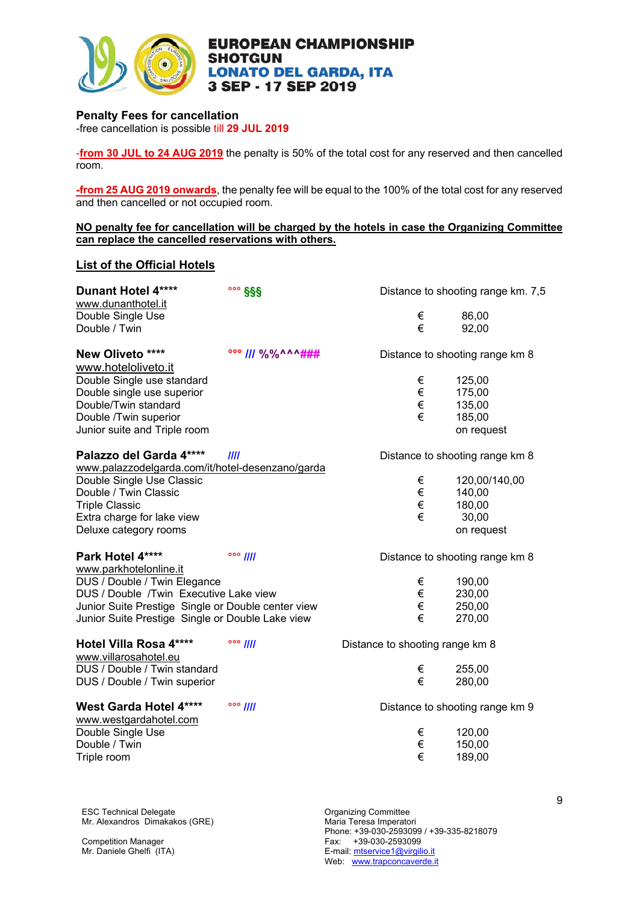**EUROPEAN CHAMPIONSHIP**
**SHOTGUN**
**LONATO DEL GARDA, ITA**
**3 SEP - 17 SEP 2019**

**Penalty Fees for cancellation**
-free cancellation is possible till **29 JUL 2019**

-**from 30 JUL to 24 AUG 2019** the penalty is 50% of the total cost for any reserved and then cancelled room.

**-from 25 AUG 2019 onwards**, the penalty fee will be equal to the 100% of the total cost for any reserved and then cancelled or not occupied room.

**NO penalty fee for cancellation will be charged by the hotels in case the Organizing Committee can replace the cancelled reservations with others.**

## List of the Official Hotels

**Dunant Hotel ****** °°° §§§ — Distance to shooting range km. 7,5
www.dunanthotel.it

| | | |
|---|---|---|
| Double Single Use | € | 86,00 |
| Double / Twin | € | 92,00 |

**New Oliveto ****** °°° /// %%^^^### — Distance to shooting range km 8
www.hoteloliveto.it

| | | |
|---|---|---|
| Double Single use standard | € | 125,00 |
| Double single use superior | € | 175,00 |
| Double/Twin standard | € | 135,00 |
| Double /Twin superior | € | 185,00 |
| Junior suite and Triple room | | on request |

**Palazzo del Garda 4****** //// — Distance to shooting range km 8
www.palazzodelgarda.com/it/hotel-desenzano/garda

| | | |
|---|---|---|
| Double Single Use Classic | € | 120,00/140,00 |
| Double / Twin Classic | € | 140,00 |
| Triple Classic | € | 180,00 |
| Extra charge for lake view | € | 30,00 |
| Deluxe category rooms | | on request |

**Park Hotel 4****** °°° //// — Distance to shooting range km 8
www.parkhotelonline.it

| | | |
|---|---|---|
| DUS / Double / Twin Elegance | € | 190,00 |
| DUS / Double /Twin Executive Lake view | € | 230,00 |
| Junior Suite Prestige Single or Double center view | € | 250,00 |
| Junior Suite Prestige Single or Double Lake view | € | 270,00 |

**Hotel Villa Rosa 4****** °°° //// — Distance to shooting range km 8
www.villarosahotel.eu

| | | |
|---|---|---|
| DUS / Double / Twin standard | € | 255,00 |
| DUS / Double / Twin superior | € | 280,00 |

**West Garda Hotel 4****** °°° //// — Distance to shooting range km 9
www.westgardahotel.com

| | | |
|---|---|---|
| Double Single Use | € | 120,00 |
| Double / Twin | € | 150,00 |
| Triple room | € | 189,00 |

ESC Technical Delegate
Mr. Alexandros Dimakakos (GRE)

Competition Manager
Mr. Daniele Ghelfi (ITA)

Organizing Committee
Maria Teresa Imperatori
Phone: +39-030-2593099 / +39-335-8218079
Fax: +39-030-2593099
E-mail: mtservice1@virgilio.it
Web: www.trapconcaverde.it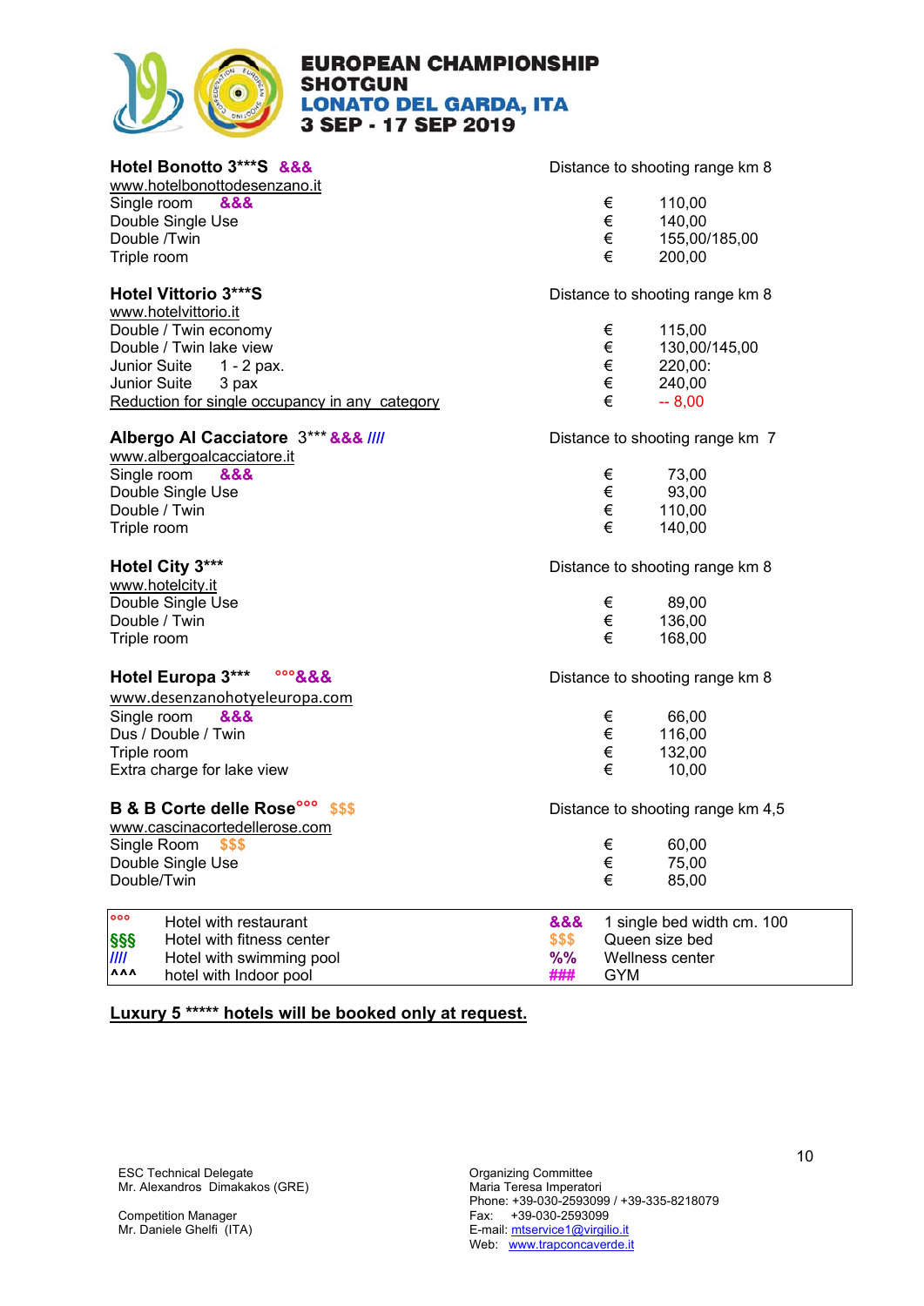**EUROPEAN CHAMPIONSHIP**
**SHOTGUN**
**LONATO DEL GARDA, ITA**
**3 SEP - 17 SEP 2019**

**Hotel Bonotto 3***S &&&** — Distance to shooting range km 8
www.hotelbonottodesenzano.it

| | | |
|---|---|---|
| Single room &&& | € | 110,00 |
| Double Single Use | € | 140,00 |
| Double /Twin | € | 155,00/185,00 |
| Triple room | € | 200,00 |

**Hotel Vittorio 3***S** — Distance to shooting range km 8
www.hotelvittorio.it

| | | |
|---|---|---|
| Double / Twin economy | € | 115,00 |
| Double / Twin lake view | € | 130,00/145,00 |
| Junior Suite 1 - 2 pax. | € | 220,00: |
| Junior Suite 3 pax | € | 240,00 |
| Reduction for single occupancy in any category | € | -- 8,00 |

**Albergo Al Cacciatore** 3*** **&&& ////** — Distance to shooting range km 7
www.albergoalcacciatore.it

| | | |
|---|---|---|
| Single room &&& | € | 73,00 |
| Double Single Use | € | 93,00 |
| Double / Twin | € | 110,00 |
| Triple room | € | 140,00 |

**Hotel City 3*** ** — Distance to shooting range km 8
www.hotelcity.it

| | | |
|---|---|---|
| Double Single Use | € | 89,00 |
| Double / Twin | € | 136,00 |
| Triple room | € | 168,00 |

**Hotel Europa 3*** °°°&&&** — Distance to shooting range km 8
www.desenzanohotyeleuropa.com

| | | |
|---|---|---|
| Single room &&& | € | 66,00 |
| Dus / Double / Twin | € | 116,00 |
| Triple room | € | 132,00 |
| Extra charge for lake view | € | 10,00 |

**B & B Corte delle Rose°°° $$$** — Distance to shooting range km 4,5
www.cascinacortedellerose.com

| | | |
|---|---|---|
| Single Room $$$ | € | 60,00 |
| Double Single Use | € | 75,00 |
| Double/Twin | € | 85,00 |

| | | | |
|---|---|---|---|
| °°° | Hotel with restaurant | &&& | 1 single bed width cm. 100 |
| §§§ | Hotel with fitness center | $$$ | Queen size bed |
| //// | Hotel with swimming pool | %% | Wellness center |
| ^^^ | hotel with Indoor pool | ### | GYM |

**Luxury 5 ***** hotels will be booked only at request.**

ESC Technical Delegate
Mr. Alexandros Dimakakos (GRE)

Competition Manager
Mr. Daniele Ghelfi (ITA)

Organizing Committee
Maria Teresa Imperatori
Phone: +39-030-2593099 / +39-335-8218079
Fax: +39-030-2593099
E-mail: mtservice1@virgilio.it
Web: www.trapconcaverde.it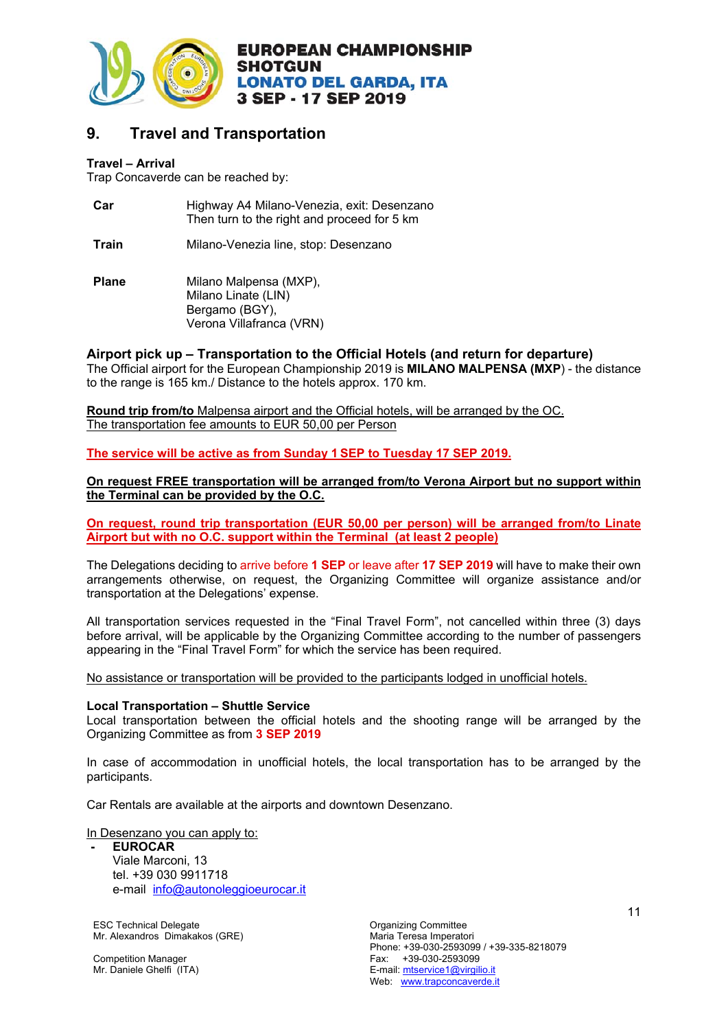## 9. Travel and Transportation

**Travel – Arrival**
Trap Concaverde can be reached by:

| | |
|---|---|
| **Car** | Highway A4 Milano-Venezia, exit: Desenzano<br>Then turn to the right and proceed for 5 km |
| **Train** | Milano-Venezia line, stop: Desenzano |
| **Plane** | Milano Malpensa (MXP),<br>Milano Linate (LIN)<br>Bergamo (BGY),<br>Verona Villafranca (VRN) |

**Airport pick up – Transportation to the Official Hotels (and return for departure)**
The Official airport for the European Championship 2019 is **MILANO MALPENSA (MXP**) - the distance to the range is 165 km./ Distance to the hotels approx. 170 km.

**Round trip from/to** Malpensa airport and the Official hotels, will be arranged by the OC.
The transportation fee amounts to EUR 50,00 per Person

**The service will be active as from Sunday 1 SEP to Tuesday 17 SEP 2019.**

**On request FREE transportation will be arranged from/to Verona Airport but no support within the Terminal can be provided by the O.C.**

**On request, round trip transportation (EUR 50,00 per person) will be arranged from/to Linate Airport but with no O.C. support within the Terminal (at least 2 people)**

The Delegations deciding to arrive before **1 SEP** or leave after **17 SEP 2019** will have to make their own arrangements otherwise, on request, the Organizing Committee will organize assistance and/or transportation at the Delegations' expense.

All transportation services requested in the "Final Travel Form", not cancelled within three (3) days before arrival, will be applicable by the Organizing Committee according to the number of passengers appearing in the "Final Travel Form" for which the service has been required.

No assistance or transportation will be provided to the participants lodged in unofficial hotels.

**Local Transportation – Shuttle Service**
Local transportation between the official hotels and the shooting range will be arranged by the Organizing Committee as from **3 SEP 2019**

In case of accommodation in unofficial hotels, the local transportation has to be arranged by the participants.

Car Rentals are available at the airports and downtown Desenzano.

In Desenzano you can apply to:

- **EUROCAR**
  Viale Marconi, 13
  tel. +39 030 9911718
  e-mail info@autonoleggioeurocar.it

ESC Technical Delegate
Mr. Alexandros Dimakakos (GRE)

Competition Manager
Mr. Daniele Ghelfi (ITA)

Organizing Committee
Maria Teresa Imperatori
Phone: +39-030-2593099 / +39-335-8218079
Fax: +39-030-2593099
E-mail: mtservice1@virgilio.it
Web: www.trapconcaverde.it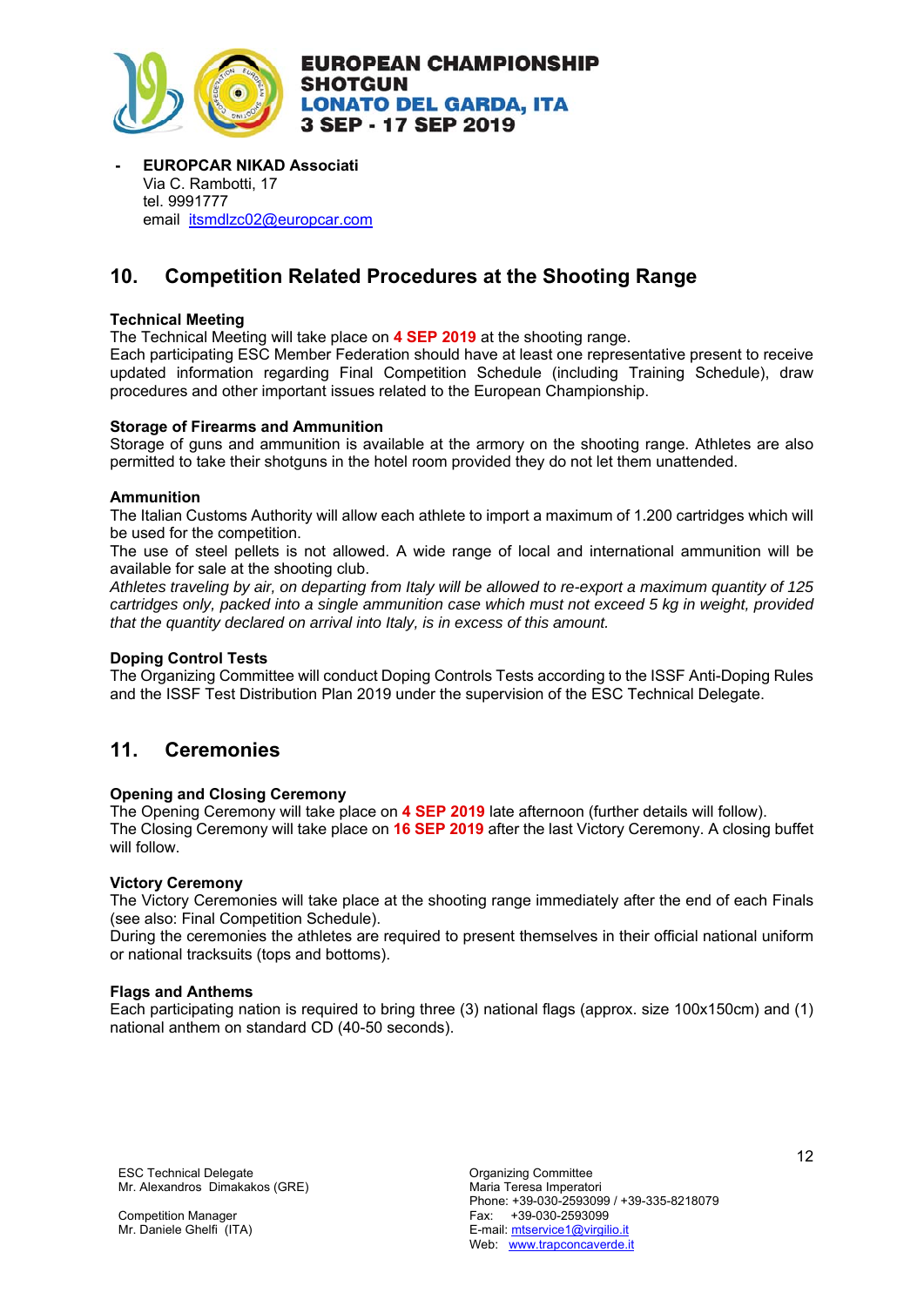- **EUROPCAR NIKAD Associati**
  Via C. Rambotti, 17
  tel. 9991777
  email itsmdlzc02@europcar.com

## 10. Competition Related Procedures at the Shooting Range

**Technical Meeting**

The Technical Meeting will take place on **4 SEP 2019** at the shooting range.
Each participating ESC Member Federation should have at least one representative present to receive updated information regarding Final Competition Schedule (including Training Schedule), draw procedures and other important issues related to the European Championship.

**Storage of Firearms and Ammunition**

Storage of guns and ammunition is available at the armory on the shooting range. Athletes are also permitted to take their shotguns in the hotel room provided they do not let them unattended.

**Ammunition**

The Italian Customs Authority will allow each athlete to import a maximum of 1.200 cartridges which will be used for the competition.
The use of steel pellets is not allowed. A wide range of local and international ammunition will be available for sale at the shooting club.
*Athletes traveling by air, on departing from Italy will be allowed to re-export a maximum quantity of 125 cartridges only, packed into a single ammunition case which must not exceed 5 kg in weight, provided that the quantity declared on arrival into Italy, is in excess of this amount.*

**Doping Control Tests**

The Organizing Committee will conduct Doping Controls Tests according to the ISSF Anti-Doping Rules and the ISSF Test Distribution Plan 2019 under the supervision of the ESC Technical Delegate.

## 11. Ceremonies

**Opening and Closing Ceremony**

The Opening Ceremony will take place on **4 SEP 2019** late afternoon (further details will follow).
The Closing Ceremony will take place on **16 SEP 2019** after the last Victory Ceremony. A closing buffet will follow.

**Victory Ceremony**

The Victory Ceremonies will take place at the shooting range immediately after the end of each Finals (see also: Final Competition Schedule).
During the ceremonies the athletes are required to present themselves in their official national uniform or national tracksuits (tops and bottoms).

**Flags and Anthems**

Each participating nation is required to bring three (3) national flags (approx. size 100x150cm) and (1) national anthem on standard CD (40-50 seconds).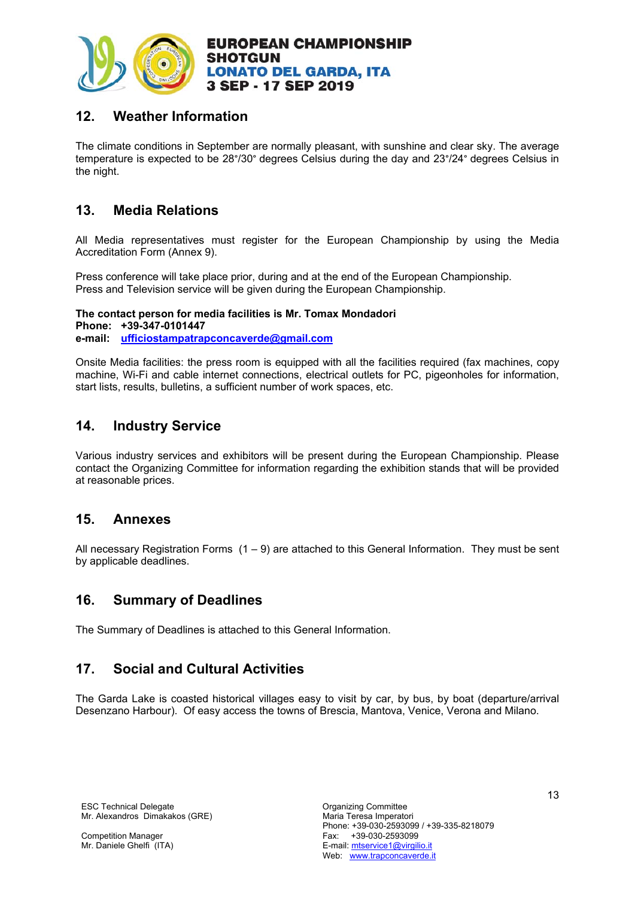## 12. Weather Information

The climate conditions in September are normally pleasant, with sunshine and clear sky. The average temperature is expected to be 28°/30° degrees Celsius during the day and 23°/24° degrees Celsius in the night.

## 13. Media Relations

All Media representatives must register for the European Championship by using the Media Accreditation Form (Annex 9).

Press conference will take place prior, during and at the end of the European Championship.
Press and Television service will be given during the European Championship.

**The contact person for media facilities is Mr. Tomax Mondadori**
**Phone: +39-347-0101447**
**e-mail: ufficiostampatrapconcaverde@gmail.com**

Onsite Media facilities: the press room is equipped with all the facilities required (fax machines, copy machine, Wi-Fi and cable internet connections, electrical outlets for PC, pigeonholes for information, start lists, results, bulletins, a sufficient number of work spaces, etc.

## 14. Industry Service

Various industry services and exhibitors will be present during the European Championship. Please contact the Organizing Committee for information regarding the exhibition stands that will be provided at reasonable prices.

## 15. Annexes

All necessary Registration Forms (1 – 9) are attached to this General Information. They must be sent by applicable deadlines.

## 16. Summary of Deadlines

The Summary of Deadlines is attached to this General Information.

## 17. Social and Cultural Activities

The Garda Lake is coasted historical villages easy to visit by car, by bus, by boat (departure/arrival Desenzano Harbour). Of easy access the towns of Brescia, Mantova, Venice, Verona and Milano.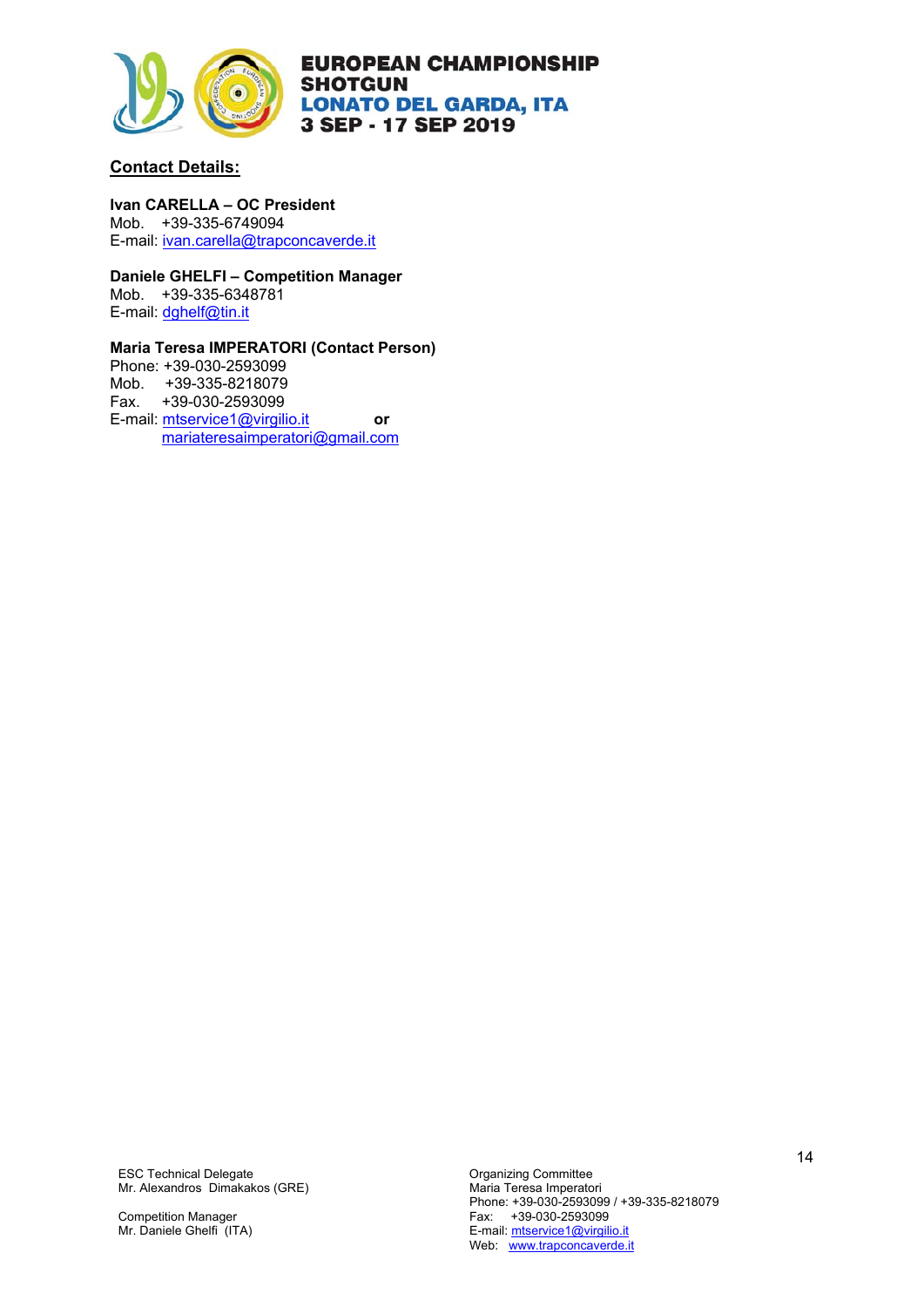## Contact Details:

**Ivan CARELLA – OC President**
Mob. +39-335-6749094
E-mail: ivan.carella@trapconcaverde.it

**Daniele GHELFI – Competition Manager**
Mob. +39-335-6348781
E-mail: dghelf@tin.it

**Maria Teresa IMPERATORI (Contact Person)**
Phone: +39-030-2593099
Mob. +39-335-8218079
Fax. +39-030-2593099
E-mail: mtservice1@virgilio.it **or**
mariateresaimperatori@gmail.com